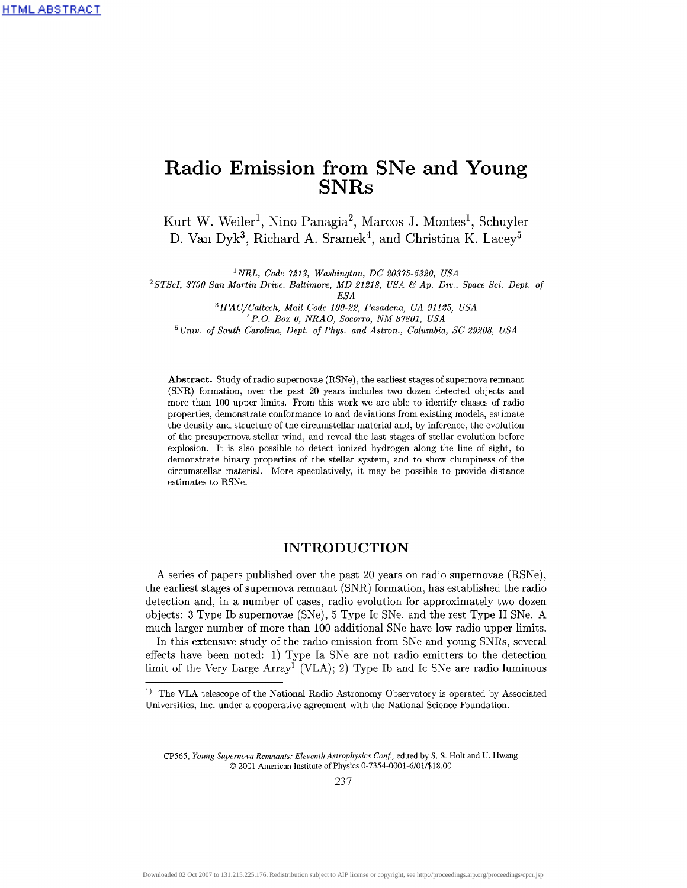# Radio Emission from SNe and Young SNRs

Kurt W. Weiler[1], Nino Panagia[2], Marcos J. Montes[1], Schuyler D. Van Dyk[3], Richard A. Sramek[4], and Christina K. Lacey[5]

[1] *NRL, Code 7213, Washington, DC 20375-5320, USA*
[2] *STScI, 3700 San Martin Drive, Baltimore, MD 21218, USA & Ap. Div., Space Sci. Dept. of ESA*
[3] *IPAC/Caltech, Mail Code 100-22, Pasadena, CA 91125, USA*
[4] *P.O. Box 0, NRAO, Socorro, NM 87801, USA*
[5] *Univ. of South Carolina, Dept. of Phys. and Astron., Columbia, SC 29208, USA*

**Abstract.** Study of radio supernovae (RSNe), the earliest stages of supernova remnant (SNR) formation, over the past 20 years includes two dozen detected objects and more than 100 upper limits. From this work we are able to identify classes of radio properties, demonstrate conformance to and deviations from existing models, estimate the density and structure of the circumstellar material and, by inference, the evolution of the presupernova stellar wind, and reveal the last stages of stellar evolution before explosion. It is also possible to detect ionized hydrogen along the line of sight, to demonstrate binary properties of the stellar system, and to show clumpiness of the circumstellar material. More speculatively, it may be possible to provide distance estimates to RSNe.

## INTRODUCTION

A series of papers published over the past 20 years on radio supernovae (RSNe), the earliest stages of supernova remnant (SNR) formation, has established the radio detection and, in a number of cases, radio evolution for approximately two dozen objects: 3 Type Ib supernovae (SNe), 5 Type Ic SNe, and the rest Type II SNe. A much larger number of more than 100 additional SNe have low radio upper limits.

In this extensive study of the radio emission from SNe and young SNRs, several effects have been noted: 1) Type Ia SNe are not radio emitters to the detection limit of the Very Large Array[1] (VLA); 2) Type Ib and Ic SNe are radio luminous

[1] The VLA telescope of the National Radio Astronomy Observatory is operated by Associated Universities, Inc. under a cooperative agreement with the National Science Foundation.

CP565, *Young Supernova Remnants: Eleventh Astrophysics Conf.*, edited by S. S. Holt and U. Hwang
© 2001 American Institute of Physics 0-7354-0001-6/01/$18.00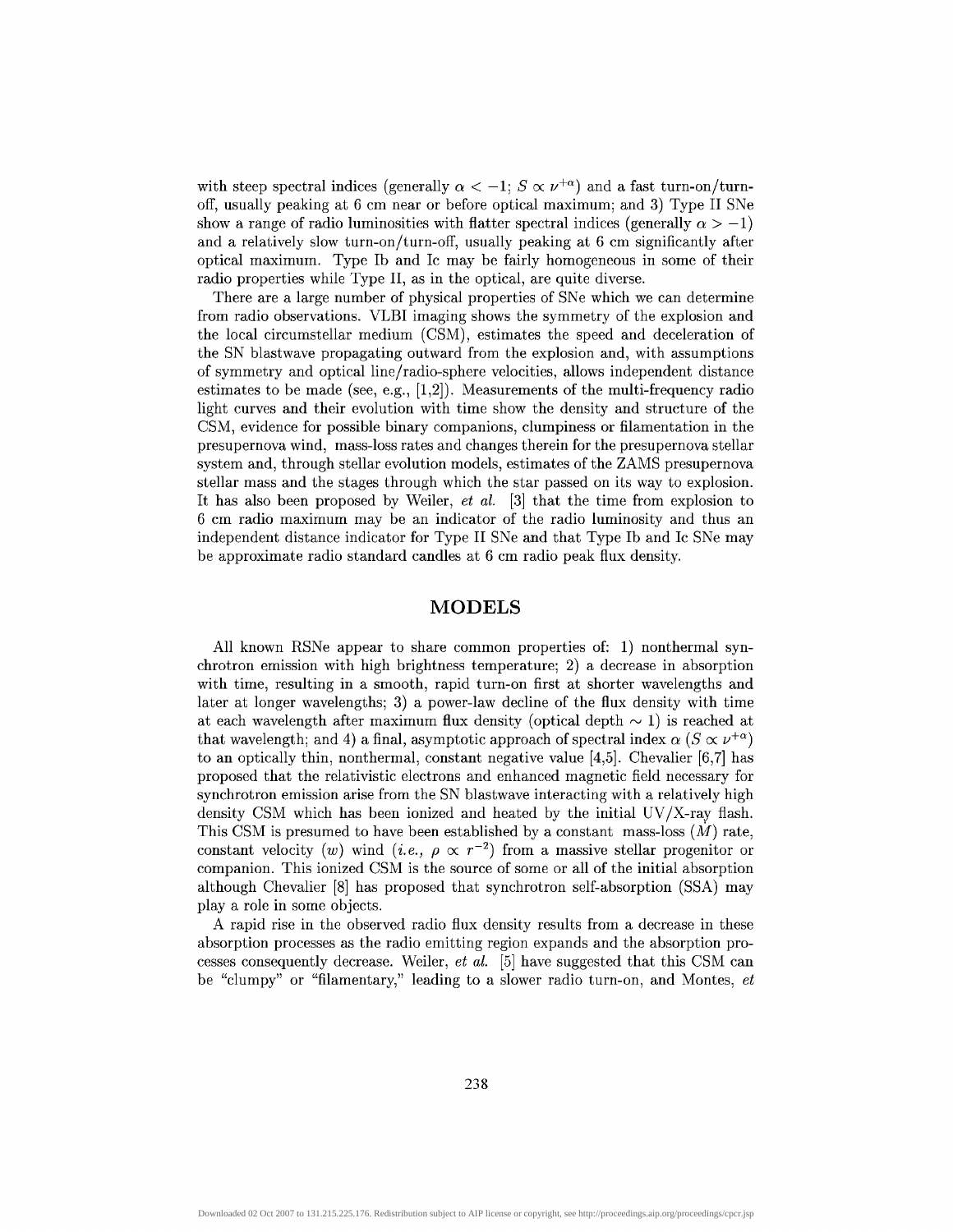with steep spectral indices (generally $\alpha < -1$; $S \propto \nu^{+\alpha}$) and a fast turn-on/turn-off, usually peaking at 6 cm near or before optical maximum; and 3) Type II SNe show a range of radio luminosities with flatter spectral indices (generally $\alpha > -1$) and a relatively slow turn-on/turn-off, usually peaking at 6 cm significantly after optical maximum. Type Ib and Ic may be fairly homogeneous in some of their radio properties while Type II, as in the optical, are quite diverse.

There are a large number of physical properties of SNe which we can determine from radio observations. VLBI imaging shows the symmetry of the explosion and the local circumstellar medium (CSM), estimates the speed and deceleration of the SN blastwave propagating outward from the explosion and, with assumptions of symmetry and optical line/radio-sphere velocities, allows independent distance estimates to be made (see, e.g., [1,2]). Measurements of the multi-frequency radio light curves and their evolution with time show the density and structure of the CSM, evidence for possible binary companions, clumpiness or filamentation in the presupernova wind, mass-loss rates and changes therein for the presupernova stellar system and, through stellar evolution models, estimates of the ZAMS presupernova stellar mass and the stages through which the star passed on its way to explosion. It has also been proposed by Weiler, *et al.* [3] that the time from explosion to 6 cm radio maximum may be an indicator of the radio luminosity and thus an independent distance indicator for Type II SNe and that Type Ib and Ic SNe may be approximate radio standard candles at 6 cm radio peak flux density.

## MODELS

All known RSNe appear to share common properties of: 1) nonthermal synchrotron emission with high brightness temperature; 2) a decrease in absorption with time, resulting in a smooth, rapid turn-on first at shorter wavelengths and later at longer wavelengths; 3) a power-law decline of the flux density with time at each wavelength after maximum flux density (optical depth $\sim 1$) is reached at that wavelength; and 4) a final, asymptotic approach of spectral index $\alpha$ ($S \propto \nu^{+\alpha}$) to an optically thin, nonthermal, constant negative value [4,5]. Chevalier [6,7] has proposed that the relativistic electrons and enhanced magnetic field necessary for synchrotron emission arise from the SN blastwave interacting with a relatively high density CSM which has been ionized and heated by the initial UV/X-ray flash. This CSM is presumed to have been established by a constant mass-loss ($\dot{M}$) rate, constant velocity ($w$) wind (*i.e.*, $\rho \propto r^{-2}$) from a massive stellar progenitor or companion. This ionized CSM is the source of some or all of the initial absorption although Chevalier [8] has proposed that synchrotron self-absorption (SSA) may play a role in some objects.

A rapid rise in the observed radio flux density results from a decrease in these absorption processes as the radio emitting region expands and the absorption processes consequently decrease. Weiler, *et al.* [5] have suggested that this CSM can be "clumpy" or "filamentary," leading to a slower radio turn-on, and Montes, *et*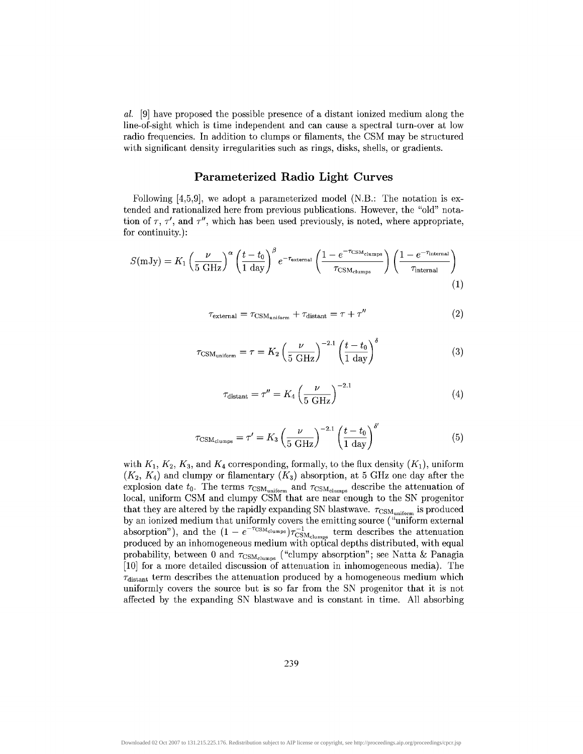*al.* [9] have proposed the possible presence of a distant ionized medium along the line-of-sight which is time independent and can cause a spectral turn-over at low radio frequencies. In addition to clumps or filaments, the CSM may be structured with significant density irregularities such as rings, disks, shells, or gradients.

## Parameterized Radio Light Curves

Following [4,5,9], we adopt a parameterized model (N.B.: The notation is extended and rationalized here from previous publications. However, the "old" notation of $\tau$, $\tau'$, and $\tau''$, which has been used previously, is noted, where appropriate, for continuity.):

$$S(\mathrm{mJy}) = K_1 \left(\frac{\nu}{5\ \mathrm{GHz}}\right)^{\alpha} \left(\frac{t - t_0}{1\ \mathrm{day}}\right)^{\beta} e^{-\tau_{\mathrm{external}}} \left(\frac{1 - e^{-\tau_{\mathrm{CSM_{clumps}}}}}{\tau_{\mathrm{CSM_{clumps}}}}\right) \left(\frac{1 - e^{-\tau_{\mathrm{internal}}}}{\tau_{\mathrm{internal}}}\right) \tag{1}$$

$$\tau_{\mathrm{external}} = \tau_{\mathrm{CSM_{uniform}}} + \tau_{\mathrm{distant}} = \tau + \tau'' \tag{2}$$

$$\tau_{\mathrm{CSM_{uniform}}} = \tau = K_2 \left(\frac{\nu}{5\ \mathrm{GHz}}\right)^{-2.1} \left(\frac{t - t_0}{1\ \mathrm{day}}\right)^{\delta} \tag{3}$$

$$\tau_{\mathrm{distant}} = \tau'' = K_4 \left(\frac{\nu}{5\ \mathrm{GHz}}\right)^{-2.1} \tag{4}$$

$$\tau_{\mathrm{CSM_{clumps}}} = \tau' = K_3 \left(\frac{\nu}{5\ \mathrm{GHz}}\right)^{-2.1} \left(\frac{t - t_0}{1\ \mathrm{day}}\right)^{\delta'} \tag{5}$$

with $K_1$, $K_2$, $K_3$, and $K_4$ corresponding, formally, to the flux density ($K_1$), uniform ($K_2$, $K_4$) and clumpy or filamentary ($K_3$) absorption, at 5 GHz one day after the explosion date $t_0$. The terms $\tau_{\mathrm{CSM_{uniform}}}$ and $\tau_{\mathrm{CSM_{clumps}}}$ describe the attenuation of local, uniform CSM and clumpy CSM that are near enough to the SN progenitor that they are altered by the rapidly expanding SN blastwave. $\tau_{\mathrm{CSM_{uniform}}}$ is produced by an ionized medium that uniformly covers the emitting source ("uniform external absorption"), and the $(1 - e^{-\tau_{\mathrm{CSM_{clumps}}}})\tau_{\mathrm{CSM_{clumps}}}^{-1}$ term describes the attenuation produced by an inhomogeneous medium with optical depths distributed, with equal probability, between 0 and $\tau_{\mathrm{CSM_{clumps}}}$ ("clumpy absorption"; see Natta & Panagia [10] for a more detailed discussion of attenuation in inhomogeneous media). The $\tau_{\mathrm{distant}}$ term describes the attenuation produced by a homogeneous medium which uniformly covers the source but is so far from the SN progenitor that it is not affected by the expanding SN blastwave and is constant in time. All absorbing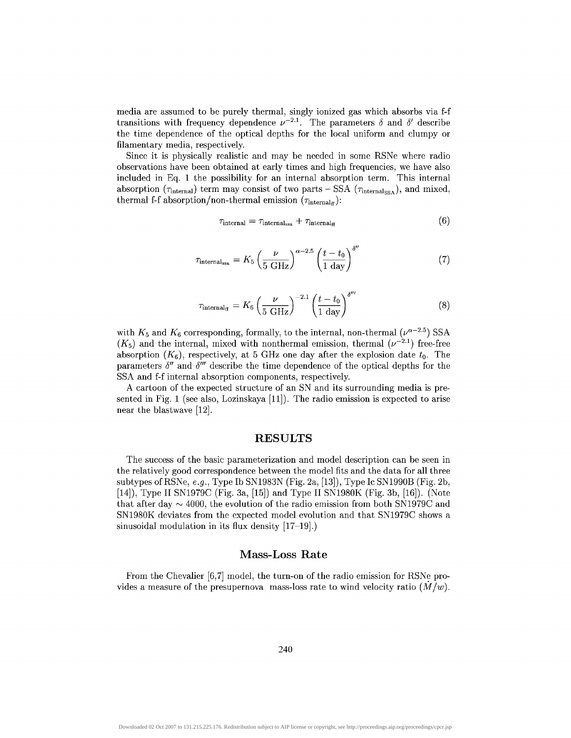media are assumed to be purely thermal, singly ionized gas which absorbs via f-f transitions with frequency dependence $\nu^{-2.1}$. The parameters $\delta$ and $\delta'$ describe the time dependence of the optical depths for the local uniform and clumpy or filamentary media, respectively.

Since it is physically realistic and may be needed in some RSNe where radio observations have been obtained at early times and high frequencies, we have also included in Eq. 1 the possibility for an internal absorption term. This internal absorption ($\tau_{\mathrm{internal}}$) term may consist of two parts – SSA ($\tau_{\mathrm{internal_{SSA}}}$), and mixed, thermal f-f absorption/non-thermal emission ($\tau_{\mathrm{internal_{ff}}}$):

$$\tau_{\mathrm{internal}} = \tau_{\mathrm{internal_{ssa}}} + \tau_{\mathrm{internal_{ff}}} \tag{6}$$

$$\tau_{\mathrm{internal_{ssa}}} = K_5 \left(\frac{\nu}{5\ \mathrm{GHz}}\right)^{\alpha-2.5} \left(\frac{t-t_0}{1\ \mathrm{day}}\right)^{\delta''} \tag{7}$$

$$\tau_{\mathrm{internal_{ff}}} = K_6 \left(\frac{\nu}{5\ \mathrm{GHz}}\right)^{-2.1} \left(\frac{t-t_0}{1\ \mathrm{day}}\right)^{\delta'''} \tag{8}$$

with $K_5$ and $K_6$ corresponding, formally, to the internal, non-thermal ($\nu^{\alpha-2.5}$) SSA ($K_5$) and the internal, mixed with nonthermal emission, thermal ($\nu^{-2.1}$) free-free absorption ($K_6$), respectively, at 5 GHz one day after the explosion date $t_0$. The parameters $\delta''$ and $\delta'''$ describe the time dependence of the optical depths for the SSA and f-f internal absorption components, respectively.

A cartoon of the expected structure of an SN and its surrounding media is presented in Fig. 1 (see also, Lozinskaya [11]). The radio emission is expected to arise near the blastwave [12].

## RESULTS

The success of the basic parameterization and model description can be seen in the relatively good correspondence between the model fits and the data for all three subtypes of RSNe, *e.g.*, Type Ib SN1983N (Fig. 2a, [13]), Type Ic SN1990B (Fig. 2b, [14]), Type II SN1979C (Fig. 3a, [15]) and Type II SN1980K (Fig. 3b, [16]). (Note that after day $\sim 4000$, the evolution of the radio emission from both SN1979C and SN1980K deviates from the expected model evolution and that SN1979C shows a sinusoidal modulation in its flux density [17–19].)

### Mass-Loss Rate

From the Chevalier [6,7] model, the turn-on of the radio emission for RSNe provides a measure of the presupernova mass-loss rate to wind velocity ratio ($\dot{M}/w$).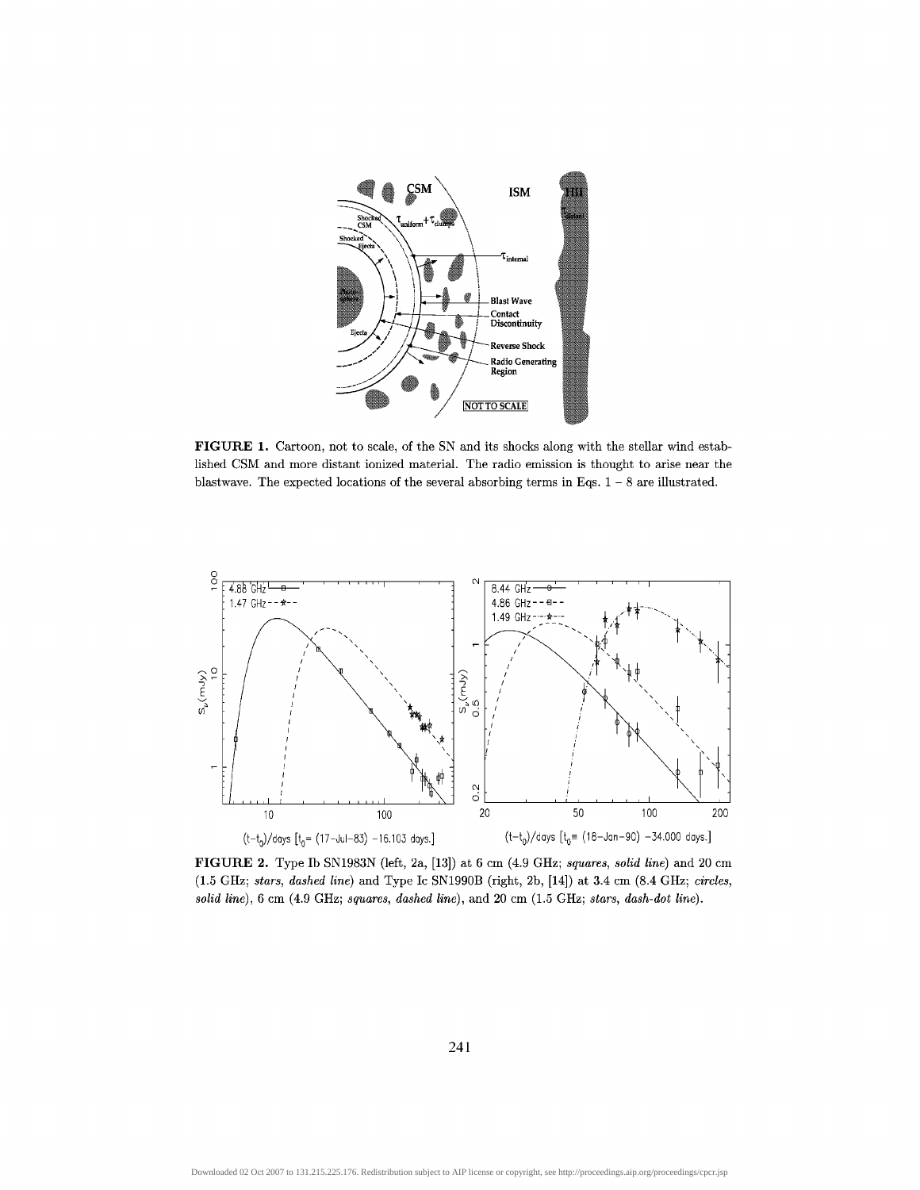**FIGURE 1.** Cartoon, not to scale, of the SN and its shocks along with the stellar wind established CSM and more distant ionized material. The radio emission is thought to arise near the blastwave. The expected locations of the several absorbing terms in Eqs. 1 – 8 are illustrated.

**FIGURE 2.** Type Ib SN1983N (left, 2a, [13]) at 6 cm (4.9 GHz; *squares, solid line*) and 20 cm (1.5 GHz; *stars, dashed line*) and Type Ic SN1990B (right, 2b, [14]) at 3.4 cm (8.4 GHz; *circles, solid line*), 6 cm (4.9 GHz; *squares, dashed line*), and 20 cm (1.5 GHz; *stars, dash-dot line*).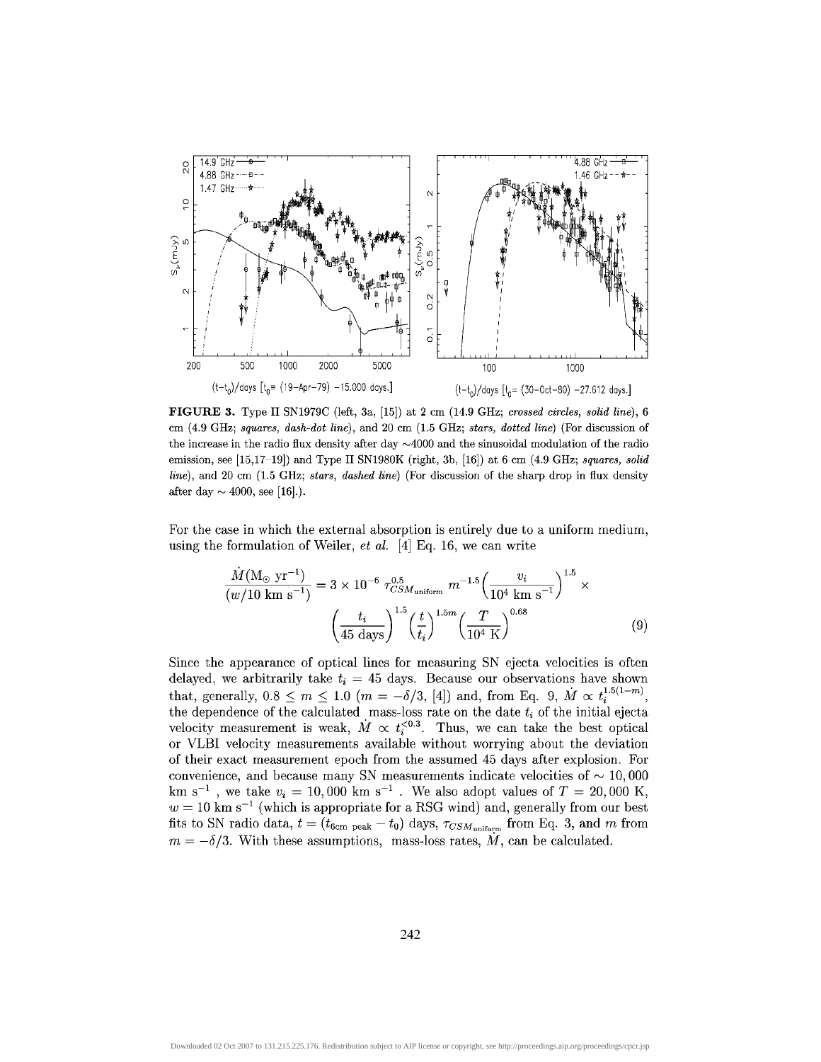**FIGURE 3.** Type II SN1979C (left, 3a, [15]) at 2 cm (14.9 GHz; *crossed circles, solid line*), 6 cm (4.9 GHz; *squares, dash-dot line*), and 20 cm (1.5 GHz; *stars, dotted line*) (For discussion of the increase in the radio flux density after day ~4000 and the sinusoidal modulation of the radio emission, see [15,17–19]) and Type II SN1980K (right, 3b, [16]) at 6 cm (4.9 GHz; *squares, solid line*), and 20 cm (1.5 GHz; *stars, dashed line*) (For discussion of the sharp drop in flux density after day ~ 4000, see [16].).

For the case in which the external absorption is entirely due to a uniform medium, using the formulation of Weiler, *et al.* [4] Eq. 16, we can write

$$\frac{\dot{M}(\mathrm{M}_\odot\ \mathrm{yr}^{-1})}{(w/10\ \mathrm{km\ s}^{-1})} = 3\times 10^{-6}\ \tau_{CSM_{\mathrm{uniform}}}^{0.5}\ m^{-1.5}\left(\frac{v_i}{10^4\ \mathrm{km\ s}^{-1}}\right)^{1.5}\times \left(\frac{t_i}{45\ \mathrm{days}}\right)^{1.5}\left(\frac{t}{t_i}\right)^{1.5m}\left(\frac{T}{10^4\ \mathrm{K}}\right)^{0.68} \tag{9}$$

Since the appearance of optical lines for measuring SN ejecta velocities is often delayed, we arbitrarily take $t_i = 45$ days. Because our observations have shown that, generally, $0.8 \le m \le 1.0$ ($m = -\delta/3$, [4]) and, from Eq. 9, $\dot{M} \propto t_i^{1.5(1-m)}$, the dependence of the calculated mass-loss rate on the date $t_i$ of the initial ejecta velocity measurement is weak, $\dot{M} \propto t_i^{<0.3}$. Thus, we can take the best optical or VLBI velocity measurements available without worrying about the deviation of their exact measurement epoch from the assumed 45 days after explosion. For convenience, and because many SN measurements indicate velocities of $\sim 10,000$ km s$^{-1}$ , we take $v_i = 10,000$ km s$^{-1}$ . We also adopt values of $T = 20,000$ K, $w = 10$ km s$^{-1}$ (which is appropriate for a RSG wind) and, generally from our best fits to SN radio data, $t = (t_{\mathrm{6cm\ peak}} - t_0)$ days, $\tau_{CSM_{\mathrm{uniform}}}$ from Eq. 3, and $m$ from $m = -\delta/3$. With these assumptions, mass-loss rates, $\dot{M}$, can be calculated.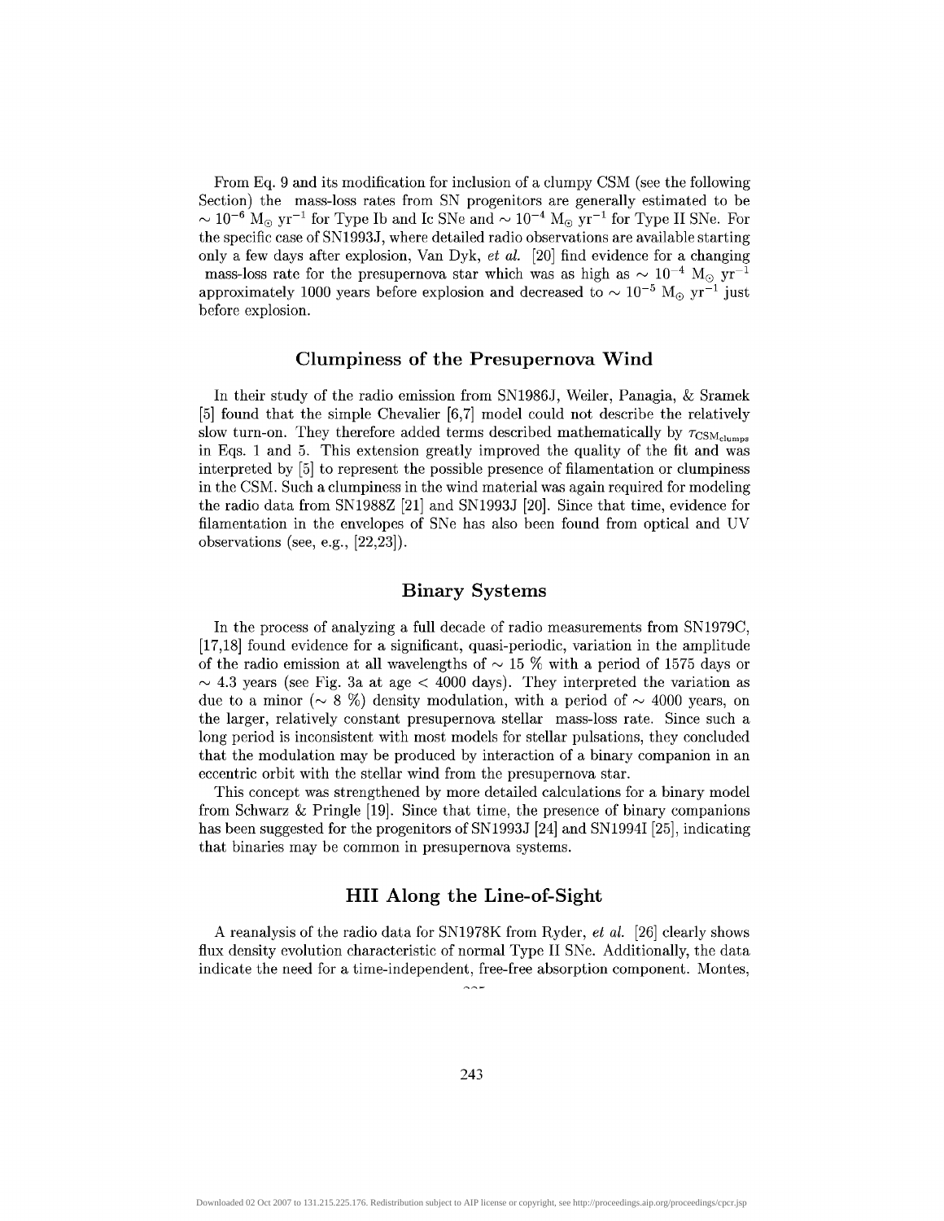From Eq. 9 and its modification for inclusion of a clumpy CSM (see the following Section) the mass-loss rates from SN progenitors are generally estimated to be $\sim 10^{-6}$ M$_\odot$ yr$^{-1}$ for Type Ib and Ic SNe and $\sim 10^{-4}$ M$_\odot$ yr$^{-1}$ for Type II SNe. For the specific case of SN1993J, where detailed radio observations are available starting only a few days after explosion, Van Dyk, *et al.* [20] find evidence for a changing mass-loss rate for the presupernova star which was as high as $\sim 10^{-4}$ M$_\odot$ yr$^{-1}$ approximately 1000 years before explosion and decreased to $\sim 10^{-5}$ M$_\odot$ yr$^{-1}$ just before explosion.

## Clumpiness of the Presupernova Wind

In their study of the radio emission from SN1986J, Weiler, Panagia, & Sramek [5] found that the simple Chevalier [6,7] model could not describe the relatively slow turn-on. They therefore added terms described mathematically by $\tau_{\mathrm{CSM_{clumps}}}$ in Eqs. 1 and 5. This extension greatly improved the quality of the fit and was interpreted by [5] to represent the possible presence of filamentation or clumpiness in the CSM. Such a clumpiness in the wind material was again required for modeling the radio data from SN1988Z [21] and SN1993J [20]. Since that time, evidence for filamentation in the envelopes of SNe has also been found from optical and UV observations (see, e.g., [22,23]).

## Binary Systems

In the process of analyzing a full decade of radio measurements from SN1979C, [17,18] found evidence for a significant, quasi-periodic, variation in the amplitude of the radio emission at all wavelengths of $\sim 15$ % with a period of 1575 days or $\sim 4.3$ years (see Fig. 3a at age $< 4000$ days). They interpreted the variation as due to a minor ($\sim 8$ %) density modulation, with a period of $\sim 4000$ years, on the larger, relatively constant presupernova stellar mass-loss rate. Since such a long period is inconsistent with most models for stellar pulsations, they concluded that the modulation may be produced by interaction of a binary companion in an eccentric orbit with the stellar wind from the presupernova star.

This concept was strengthened by more detailed calculations for a binary model from Schwarz & Pringle [19]. Since that time, the presence of binary companions has been suggested for the progenitors of SN1993J [24] and SN1994I [25], indicating that binaries may be common in presupernova systems.

## HII Along the Line-of-Sight

A reanalysis of the radio data for SN1978K from Ryder, *et al.* [26] clearly shows flux density evolution characteristic of normal Type II SNe. Additionally, the data indicate the need for a time-independent, free-free absorption component. Montes,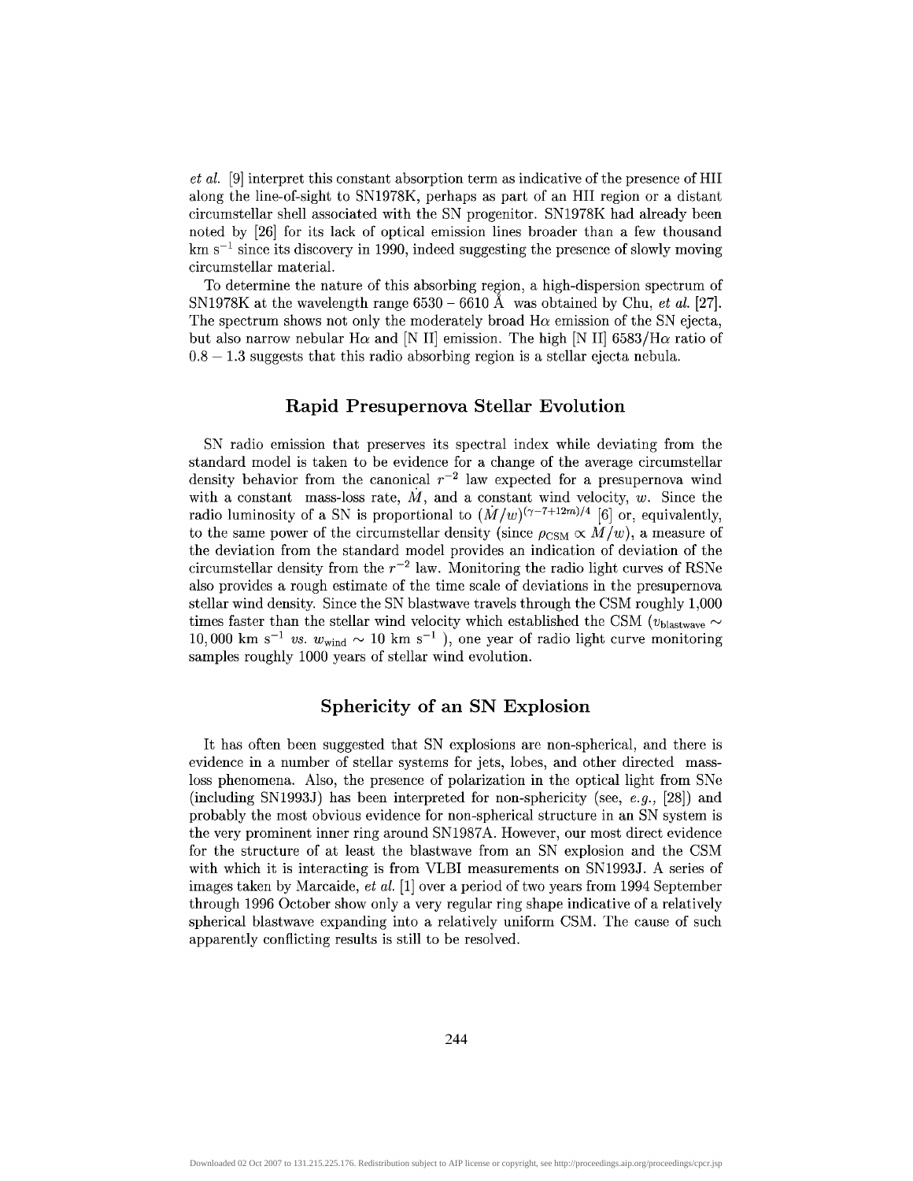*et al.* [9] interpret this constant absorption term as indicative of the presence of HII along the line-of-sight to SN1978K, perhaps as part of an HII region or a distant circumstellar shell associated with the SN progenitor. SN1978K had already been noted by [26] for its lack of optical emission lines broader than a few thousand km $s^{-1}$ since its discovery in 1990, indeed suggesting the presence of slowly moving circumstellar material.

To determine the nature of this absorbing region, a high-dispersion spectrum of SN1978K at the wavelength range 6530 – 6610 Å was obtained by Chu, *et al.* [27]. The spectrum shows not only the moderately broad H$\alpha$ emission of the SN ejecta, but also narrow nebular H$\alpha$ and [N II] emission. The high [N II] 6583/H$\alpha$ ratio of $0.8 - 1.3$ suggests that this radio absorbing region is a stellar ejecta nebula.

## Rapid Presupernova Stellar Evolution

SN radio emission that preserves its spectral index while deviating from the standard model is taken to be evidence for a change of the average circumstellar density behavior from the canonical $r^{-2}$ law expected for a presupernova wind with a constant mass-loss rate, $\dot{M}$, and a constant wind velocity, $w$. Since the radio luminosity of a SN is proportional to $(\dot{M}/w)^{(\gamma-7+12m)/4}$ [6] or, equivalently, to the same power of the circumstellar density (since $\rho_{\rm CSM} \propto \dot{M}/w$), a measure of the deviation from the standard model provides an indication of deviation of the circumstellar density from the $r^{-2}$ law. Monitoring the radio light curves of RSNe also provides a rough estimate of the time scale of deviations in the presupernova stellar wind density. Since the SN blastwave travels through the CSM roughly 1,000 times faster than the stellar wind velocity which established the CSM ($v_{\rm blastwave} \sim 10,000$ km $s^{-1}$ *vs.* $w_{\rm wind} \sim 10$ km $s^{-1}$ ), one year of radio light curve monitoring samples roughly 1000 years of stellar wind evolution.

## Sphericity of an SN Explosion

It has often been suggested that SN explosions are non-spherical, and there is evidence in a number of stellar systems for jets, lobes, and other directed mass-loss phenomena. Also, the presence of polarization in the optical light from SNe (including SN1993J) has been interpreted for non-sphericity (see, *e.g.,* [28]) and probably the most obvious evidence for non-spherical structure in an SN system is the very prominent inner ring around SN1987A. However, our most direct evidence for the structure of at least the blastwave from an SN explosion and the CSM with which it is interacting is from VLBI measurements on SN1993J. A series of images taken by Marcaide, *et al.* [1] over a period of two years from 1994 September through 1996 October show only a very regular ring shape indicative of a relatively spherical blastwave expanding into a relatively uniform CSM. The cause of such apparently conflicting results is still to be resolved.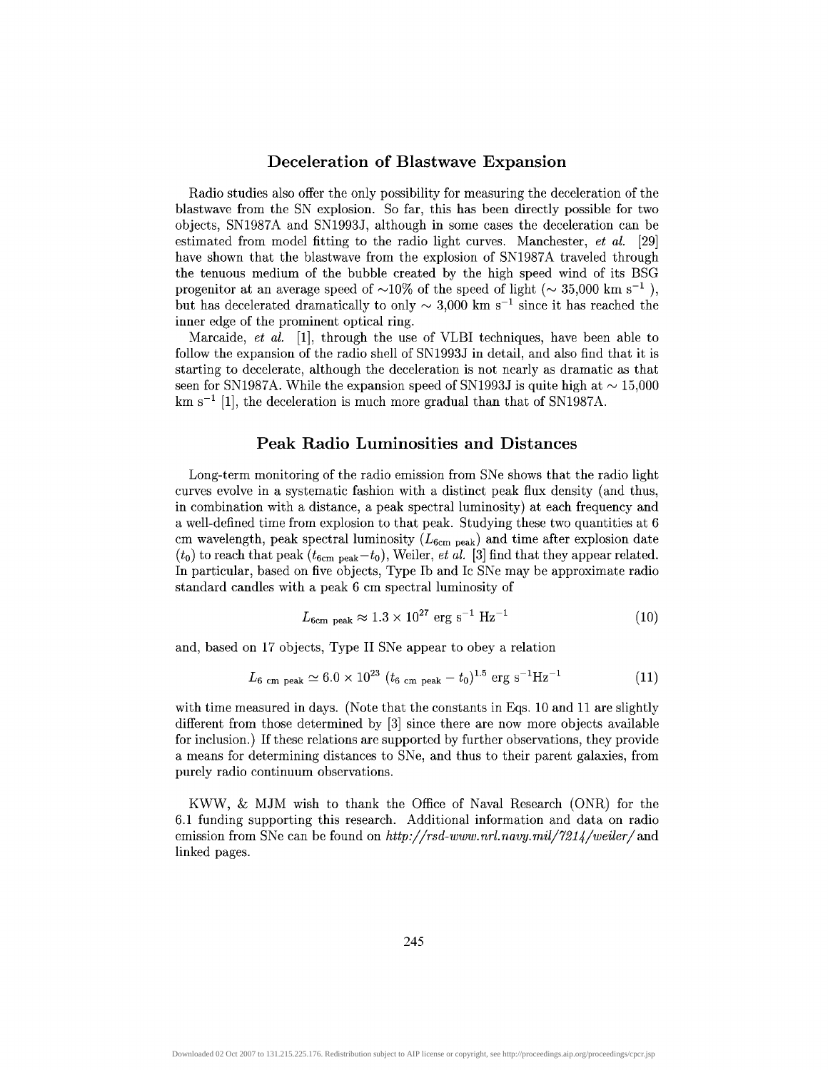## Deceleration of Blastwave Expansion

Radio studies also offer the only possibility for measuring the deceleration of the blastwave from the SN explosion. So far, this has been directly possible for two objects, SN1987A and SN1993J, although in some cases the deceleration can be estimated from model fitting to the radio light curves. Manchester, *et al.* [29] have shown that the blastwave from the explosion of SN1987A traveled through the tenuous medium of the bubble created by the high speed wind of its BSG progenitor at an average speed of ∼10% of the speed of light (∼ 35,000 km $s^{-1}$ ), but has decelerated dramatically to only ∼ 3,000 km $s^{-1}$ since it has reached the inner edge of the prominent optical ring.

Marcaide, *et al.* [1], through the use of VLBI techniques, have been able to follow the expansion of the radio shell of SN1993J in detail, and also find that it is starting to decelerate, although the deceleration is not nearly as dramatic as that seen for SN1987A. While the expansion speed of SN1993J is quite high at ∼ 15,000 km $s^{-1}$ [1], the deceleration is much more gradual than that of SN1987A.

## Peak Radio Luminosities and Distances

Long-term monitoring of the radio emission from SNe shows that the radio light curves evolve in a systematic fashion with a distinct peak flux density (and thus, in combination with a distance, a peak spectral luminosity) at each frequency and a well-defined time from explosion to that peak. Studying these two quantities at 6 cm wavelength, peak spectral luminosity ($L_{\rm 6cm\ peak}$) and time after explosion date ($t_0$) to reach that peak ($t_{\rm 6cm\ peak} - t_0$), Weiler, *et al.* [3] find that they appear related. In particular, based on five objects, Type Ib and Ic SNe may be approximate radio standard candles with a peak 6 cm spectral luminosity of

$$L_{\rm 6cm\ peak} \approx 1.3 \times 10^{27} \ {\rm erg\ s^{-1}\ Hz^{-1}} \tag{10}$$

and, based on 17 objects, Type II SNe appear to obey a relation

$$L_{\rm 6\ cm\ peak} \simeq 6.0 \times 10^{23} \ (t_{\rm 6\ cm\ peak} - t_0)^{1.5} \ {\rm erg\ s^{-1} Hz^{-1}} \tag{11}$$

with time measured in days. (Note that the constants in Eqs. 10 and 11 are slightly different from those determined by [3] since there are now more objects available for inclusion.) If these relations are supported by further observations, they provide a means for determining distances to SNe, and thus to their parent galaxies, from purely radio continuum observations.

KWW, & MJM wish to thank the Office of Naval Research (ONR) for the 6.1 funding supporting this research. Additional information and data on radio emission from SNe can be found on *http://rsd-www.nrl.navy.mil/7214/weiler/* and linked pages.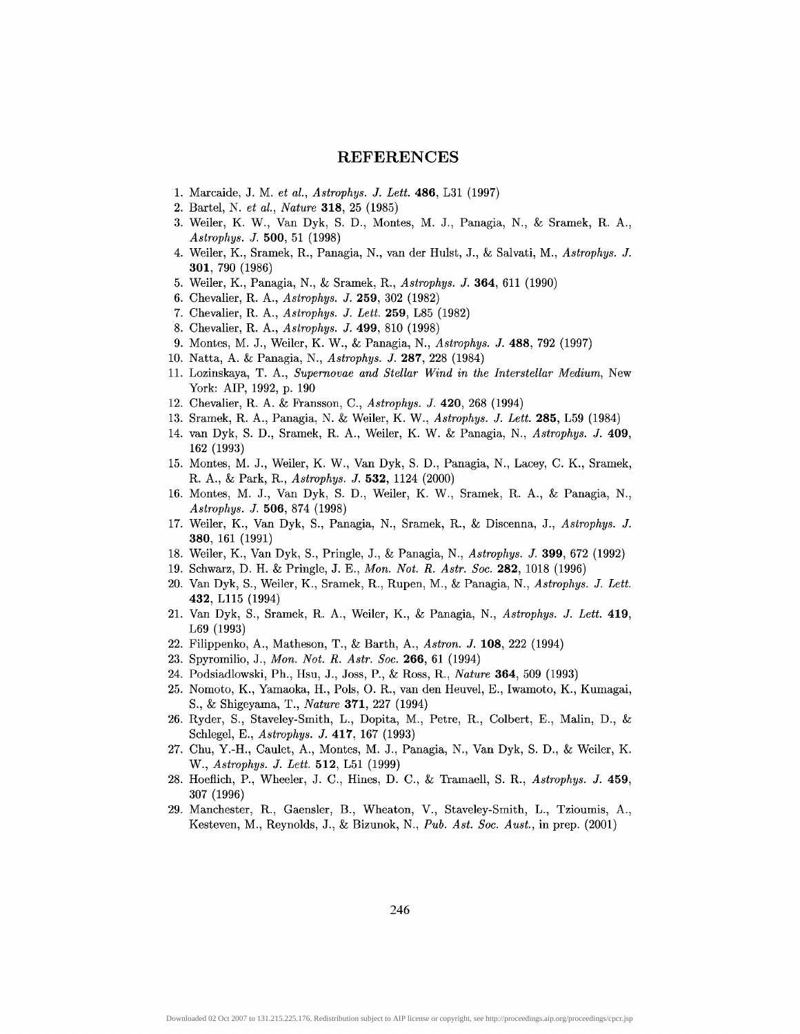## REFERENCES

1. Marcaide, J. M. *et al.*, *Astrophys. J. Lett.* **486**, L31 (1997)
2. Bartel, N. *et al.*, *Nature* **318**, 25 (1985)
3. Weiler, K. W., Van Dyk, S. D., Montes, M. J., Panagia, N., & Sramek, R. A., *Astrophys. J.* **500**, 51 (1998)
4. Weiler, K., Sramek, R., Panagia, N., van der Hulst, J., & Salvati, M., *Astrophys. J.* **301**, 790 (1986)
5. Weiler, K., Panagia, N., & Sramek, R., *Astrophys. J.* **364**, 611 (1990)
6. Chevalier, R. A., *Astrophys. J.* **259**, 302 (1982)
7. Chevalier, R. A., *Astrophys. J. Lett.* **259**, L85 (1982)
8. Chevalier, R. A., *Astrophys. J.* **499**, 810 (1998)
9. Montes, M. J., Weiler, K. W., & Panagia, N., *Astrophys. J.* **488**, 792 (1997)
10. Natta, A. & Panagia, N., *Astrophys. J.* **287**, 228 (1984)
11. Lozinskaya, T. A., *Supernovae and Stellar Wind in the Interstellar Medium*, New York: AIP, 1992, p. 190
12. Chevalier, R. A. & Fransson, C., *Astrophys. J.* **420**, 268 (1994)
13. Sramek, R. A., Panagia, N. & Weiler, K. W., *Astrophys. J. Lett.* **285**, L59 (1984)
14. van Dyk, S. D., Sramek, R. A., Weiler, K. W. & Panagia, N., *Astrophys. J.* **409**, 162 (1993)
15. Montes, M. J., Weiler, K. W., Van Dyk, S. D., Panagia, N., Lacey, C. K., Sramek, R. A., & Park, R., *Astrophys. J.* **532**, 1124 (2000)
16. Montes, M. J., Van Dyk, S. D., Weiler, K. W., Sramek, R. A., & Panagia, N., *Astrophys. J.* **506**, 874 (1998)
17. Weiler, K., Van Dyk, S., Panagia, N., Sramek, R., & Discenna, J., *Astrophys. J.* **380**, 161 (1991)
18. Weiler, K., Van Dyk, S., Pringle, J., & Panagia, N., *Astrophys. J.* **399**, 672 (1992)
19. Schwarz, D. H. & Pringle, J. E., *Mon. Not. R. Astr. Soc.* **282**, 1018 (1996)
20. Van Dyk, S., Weiler, K., Sramek, R., Rupen, M., & Panagia, N., *Astrophys. J. Lett.* **432**, L115 (1994)
21. Van Dyk, S., Sramek, R. A., Weiler, K., & Panagia, N., *Astrophys. J. Lett.* **419**, L69 (1993)
22. Filippenko, A., Matheson, T., & Barth, A., *Astron. J.* **108**, 222 (1994)
23. Spyromilio, J., *Mon. Not. R. Astr. Soc.* **266**, 61 (1994)
24. Podsiadlowski, Ph., Hsu, J., Joss, P., & Ross, R., *Nature* **364**, 509 (1993)
25. Nomoto, K., Yamaoka, H., Pols, O. R., van den Heuvel, E., Iwamoto, K., Kumagai, S., & Shigeyama, T., *Nature* **371**, 227 (1994)
26. Ryder, S., Staveley-Smith, L., Dopita, M., Petre, R., Colbert, E., Malin, D., & Schlegel, E., *Astrophys. J.* **417**, 167 (1993)
27. Chu, Y.-H., Caulet, A., Montes, M. J., Panagia, N., Van Dyk, S. D., & Weiler, K. W., *Astrophys. J. Lett.* **512**, L51 (1999)
28. Hoeflich, P., Wheeler, J. C., Hines, D. C., & Tramaell, S. R., *Astrophys. J.* **459**, 307 (1996)
29. Manchester, R., Gaensler, B., Wheaton, V., Staveley-Smith, L., Tzioumis, A., Kesteven, M., Reynolds, J., & Bizunok, N., *Pub. Ast. Soc. Aust.*, in prep. (2001)